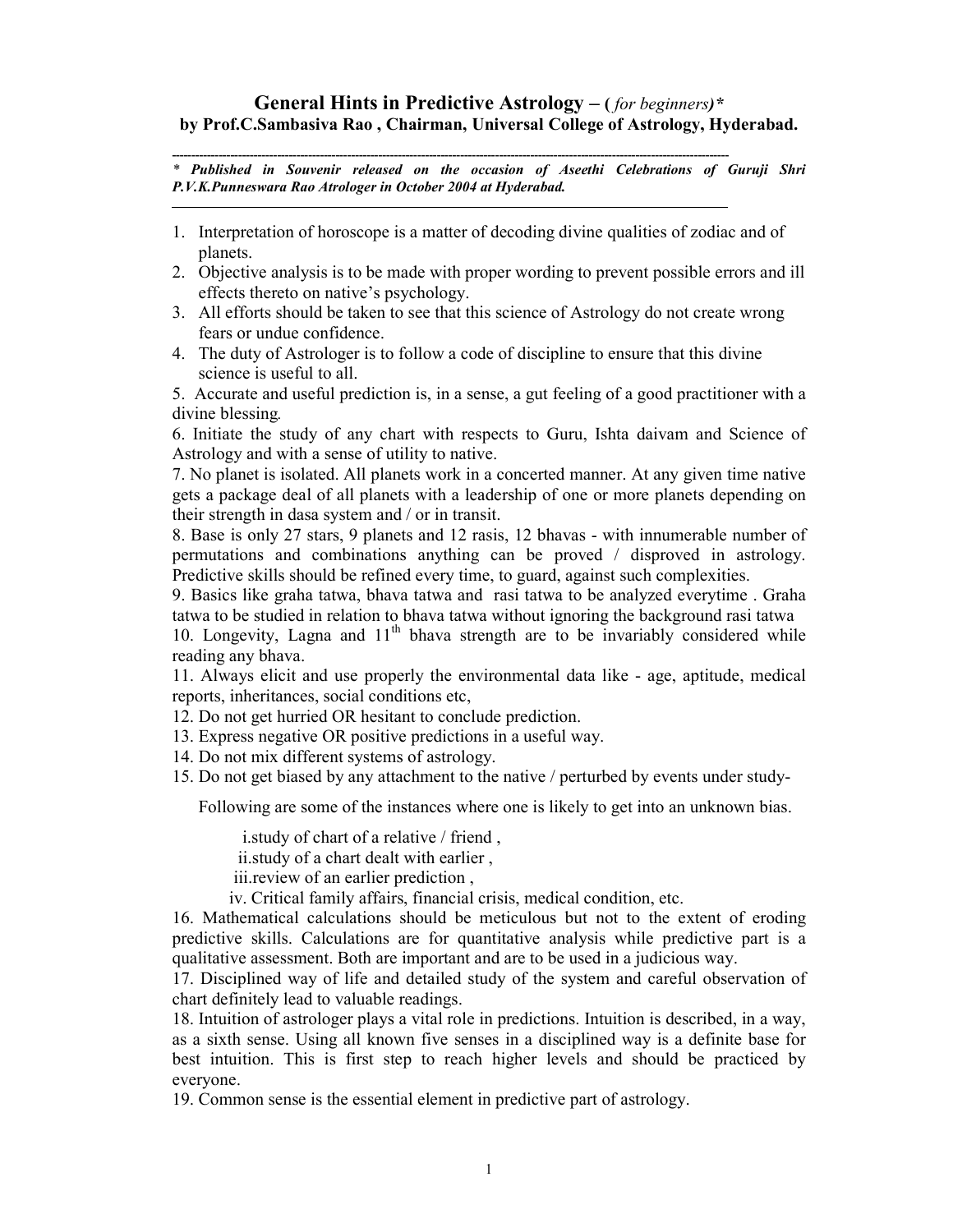# General Hints in Predictive Astrology – (*for beginners*)*

**by Prof.C.Sambasiva Rao , Chairman, Universal College of Astrology, Hyderabad.**

---

***\* Published in Souvenir released on the occasion of Aseethi Celebrations of Guruji Shri P.V.K.Punneswara Rao Atrologer in October 2004 at Hyderabad.***

---

1. Interpretation of horoscope is a matter of decoding divine qualities of zodiac and of planets.
2. Objective analysis is to be made with proper wording to prevent possible errors and ill effects thereto on native's psychology.
3. All efforts should be taken to see that this science of Astrology do not create wrong fears or undue confidence.
4. The duty of Astrologer is to follow a code of discipline to ensure that this divine science is useful to all.
5. Accurate and useful prediction is, in a sense, a gut feeling of a good practitioner with a divine blessing.
6. Initiate the study of any chart with respects to Guru, Ishta daivam and Science of Astrology and with a sense of utility to native.
7. No planet is isolated. All planets work in a concerted manner. At any given time native gets a package deal of all planets with a leadership of one or more planets depending on their strength in dasa system and / or in transit.
8. Base is only 27 stars, 9 planets and 12 rasis, 12 bhavas - with innumerable number of permutations and combinations anything can be proved / disproved in astrology. Predictive skills should be refined every time, to guard, against such complexities.
9. Basics like graha tatwa, bhava tatwa and rasi tatwa to be analyzed everytime . Graha tatwa to be studied in relation to bhava tatwa without ignoring the background rasi tatwa
10. Longevity, Lagna and 11th bhava strength are to be invariably considered while reading any bhava.
11. Always elicit and use properly the environmental data like - age, aptitude, medical reports, inheritances, social conditions etc,
12. Do not get hurried OR hesitant to conclude prediction.
13. Express negative OR positive predictions in a useful way.
14. Do not mix different systems of astrology.
15. Do not get biased by any attachment to the native / perturbed by events under study-

    Following are some of the instances where one is likely to get into an unknown bias.

    i. study of chart of a relative / friend ,
    ii. study of a chart dealt with earlier ,
    iii. review of an earlier prediction ,
    iv. Critical family affairs, financial crisis, medical condition, etc.

16. Mathematical calculations should be meticulous but not to the extent of eroding predictive skills. Calculations are for quantitative analysis while predictive part is a qualitative assessment. Both are important and are to be used in a judicious way.
17. Disciplined way of life and detailed study of the system and careful observation of chart definitely lead to valuable readings.
18. Intuition of astrologer plays a vital role in predictions. Intuition is described, in a way, as a sixth sense. Using all known five senses in a disciplined way is a definite base for best intuition. This is first step to reach higher levels and should be practiced by everyone.
19. Common sense is the essential element in predictive part of astrology.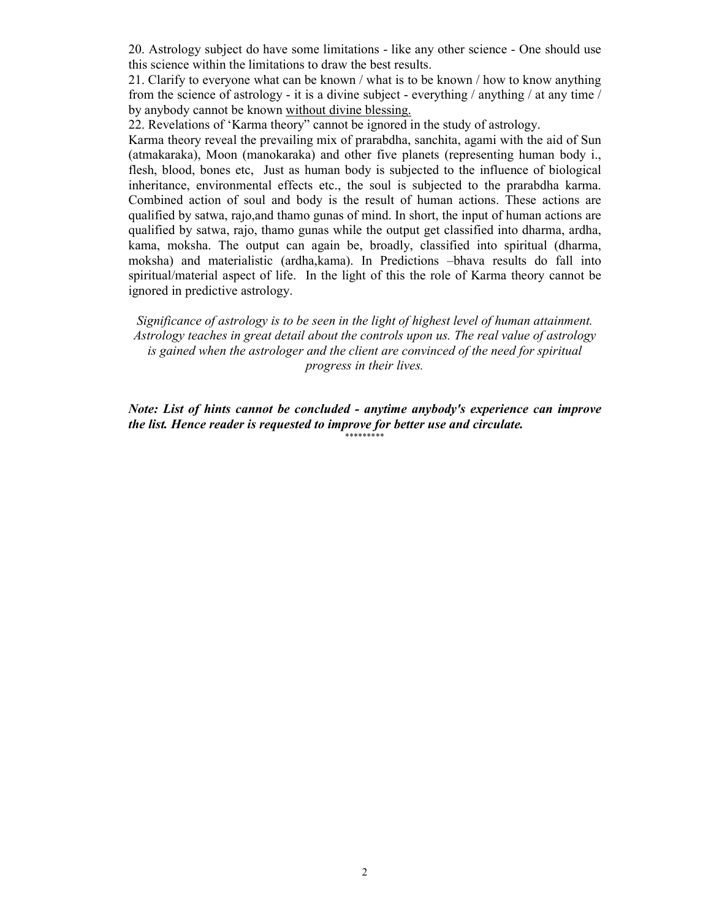20. Astrology subject do have some limitations - like any other science - One should use this science within the limitations to draw the best results.

21. Clarify to everyone what can be known / what is to be known / how to know anything from the science of astrology - it is a divine subject - everything / anything / at any time / by anybody cannot be known <u>without divine blessing.</u>

22. Revelations of 'Karma theory" cannot be ignored in the study of astrology.

Karma theory reveal the prevailing mix of prarabdha, sanchita, agami with the aid of Sun (atmakaraka), Moon (manokaraka) and other five planets (representing human body i., flesh, blood, bones etc, Just as human body is subjected to the influence of biological inheritance, environmental effects etc., the soul is subjected to the prarabdha karma. Combined action of soul and body is the result of human actions. These actions are qualified by satwa, rajo,and thamo gunas of mind. In short, the input of human actions are qualified by satwa, rajo, thamo gunas while the output get classified into dharma, ardha, kama, moksha. The output can again be, broadly, classified into spiritual (dharma, moksha) and materialistic (ardha,kama). In Predictions –bhava results do fall into spiritual/material aspect of life. In the light of this the role of Karma theory cannot be ignored in predictive astrology.

*Significance of astrology is to be seen in the light of highest level of human attainment. Astrology teaches in great detail about the controls upon us. The real value of astrology is gained when the astrologer and the client are convinced of the need for spiritual progress in their lives.*

***Note: List of hints cannot be concluded - anytime anybody's experience can improve the list. Hence reader is requested to improve for better use and circulate.***

*********